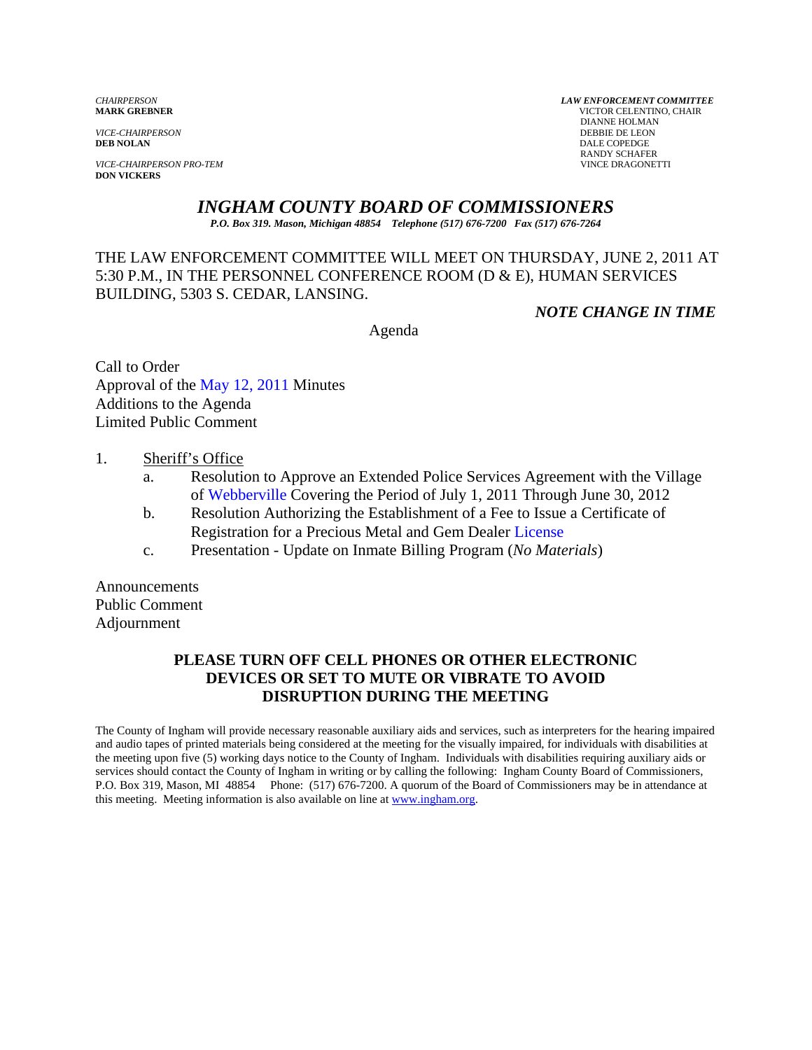*CHAIRPERSON*
**MARK GREBNER**

*VICE-CHAIRPERSON*
**DEB NOLAN**

*VICE-CHAIRPERSON PRO-TEM*
**DON VICKERS**

***LAW ENFORCEMENT COMMITTEE***
VICTOR CELENTINO, CHAIR
DIANNE HOLMAN
DEBBIE DE LEON
DALE COPEDGE
RANDY SCHAFER
VINCE DRAGONETTI

# *INGHAM COUNTY BOARD OF COMMISSIONERS*

***P.O. Box 319. Mason, Michigan 48854 Telephone (517) 676-7200 Fax (517) 676-7264***

THE LAW ENFORCEMENT COMMITTEE WILL MEET ON THURSDAY, JUNE 2, 2011 AT 5:30 P.M., IN THE PERSONNEL CONFERENCE ROOM (D & E), HUMAN SERVICES BUILDING, 5303 S. CEDAR, LANSING.

***NOTE CHANGE IN TIME***

Agenda

Call to Order
Approval of the May 12, 2011 Minutes
Additions to the Agenda
Limited Public Comment

1. Sheriff's Office
   a. Resolution to Approve an Extended Police Services Agreement with the Village of Webberville Covering the Period of July 1, 2011 Through June 30, 2012
   b. Resolution Authorizing the Establishment of a Fee to Issue a Certificate of Registration for a Precious Metal and Gem Dealer License
   c. Presentation - Update on Inmate Billing Program (*No Materials*)

Announcements
Public Comment
Adjournment

**PLEASE TURN OFF CELL PHONES OR OTHER ELECTRONIC DEVICES OR SET TO MUTE OR VIBRATE TO AVOID DISRUPTION DURING THE MEETING**

The County of Ingham will provide necessary reasonable auxiliary aids and services, such as interpreters for the hearing impaired and audio tapes of printed materials being considered at the meeting for the visually impaired, for individuals with disabilities at the meeting upon five (5) working days notice to the County of Ingham. Individuals with disabilities requiring auxiliary aids or services should contact the County of Ingham in writing or by calling the following: Ingham County Board of Commissioners, P.O. Box 319, Mason, MI 48854 Phone: (517) 676-7200. A quorum of the Board of Commissioners may be in attendance at this meeting. Meeting information is also available on line at www.ingham.org.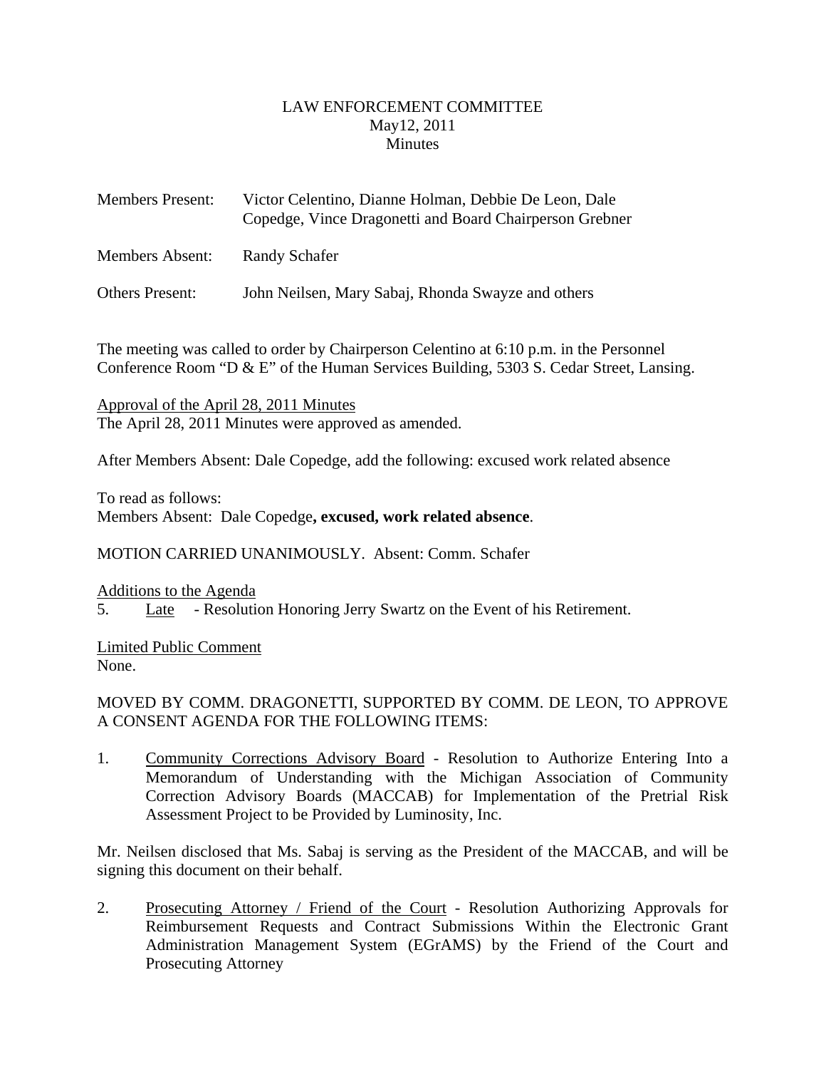LAW ENFORCEMENT COMMITTEE
May12, 2011
Minutes

Members Present: Victor Celentino, Dianne Holman, Debbie De Leon, Dale Copedge, Vince Dragonetti and Board Chairperson Grebner

Members Absent: Randy Schafer

Others Present: John Neilsen, Mary Sabaj, Rhonda Swayze and others

The meeting was called to order by Chairperson Celentino at 6:10 p.m. in the Personnel Conference Room "D & E" of the Human Services Building, 5303 S. Cedar Street, Lansing.

<u>Approval of the April 28, 2011 Minutes</u>
The April 28, 2011 Minutes were approved as amended.

After Members Absent: Dale Copedge, add the following: excused work related absence

To read as follows:
Members Absent: Dale Copedge**, excused, work related absence**.

MOTION CARRIED UNANIMOUSLY. Absent: Comm. Schafer

<u>Additions to the Agenda</u>
5. <u>Late</u> - Resolution Honoring Jerry Swartz on the Event of his Retirement.

<u>Limited Public Comment</u>
None.

MOVED BY COMM. DRAGONETTI, SUPPORTED BY COMM. DE LEON, TO APPROVE A CONSENT AGENDA FOR THE FOLLOWING ITEMS:

1. <u>Community Corrections Advisory Board</u> - Resolution to Authorize Entering Into a Memorandum of Understanding with the Michigan Association of Community Correction Advisory Boards (MACCAB) for Implementation of the Pretrial Risk Assessment Project to be Provided by Luminosity, Inc.

Mr. Neilsen disclosed that Ms. Sabaj is serving as the President of the MACCAB, and will be signing this document on their behalf.

2. <u>Prosecuting Attorney / Friend of the Court</u> - Resolution Authorizing Approvals for Reimbursement Requests and Contract Submissions Within the Electronic Grant Administration Management System (EGrAMS) by the Friend of the Court and Prosecuting Attorney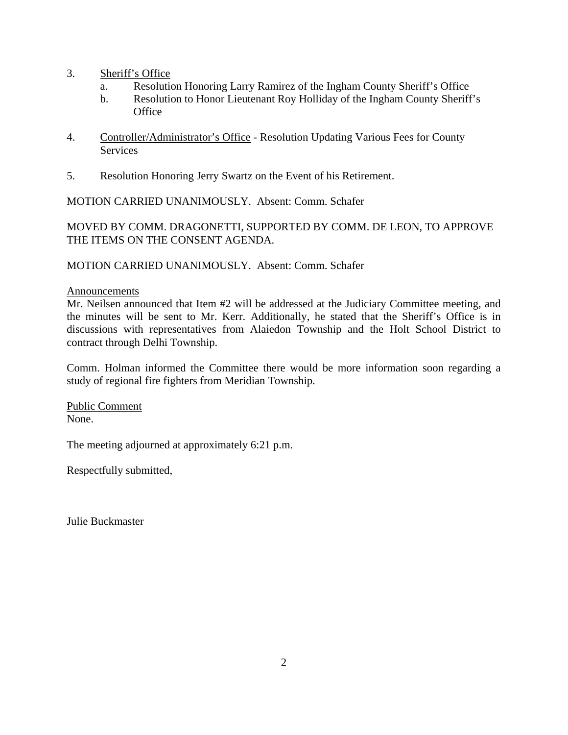3. Sheriff's Office
    a. Resolution Honoring Larry Ramirez of the Ingham County Sheriff's Office
    b. Resolution to Honor Lieutenant Roy Holliday of the Ingham County Sheriff's Office

4. Controller/Administrator's Office - Resolution Updating Various Fees for County Services

5. Resolution Honoring Jerry Swartz on the Event of his Retirement.

MOTION CARRIED UNANIMOUSLY. Absent: Comm. Schafer

MOVED BY COMM. DRAGONETTI, SUPPORTED BY COMM. DE LEON, TO APPROVE THE ITEMS ON THE CONSENT AGENDA.

MOTION CARRIED UNANIMOUSLY. Absent: Comm. Schafer

Announcements

Mr. Neilsen announced that Item #2 will be addressed at the Judiciary Committee meeting, and the minutes will be sent to Mr. Kerr. Additionally, he stated that the Sheriff's Office is in discussions with representatives from Alaiedon Township and the Holt School District to contract through Delhi Township.

Comm. Holman informed the Committee there would be more information soon regarding a study of regional fire fighters from Meridian Township.

Public Comment

None.

The meeting adjourned at approximately 6:21 p.m.

Respectfully submitted,

Julie Buckmaster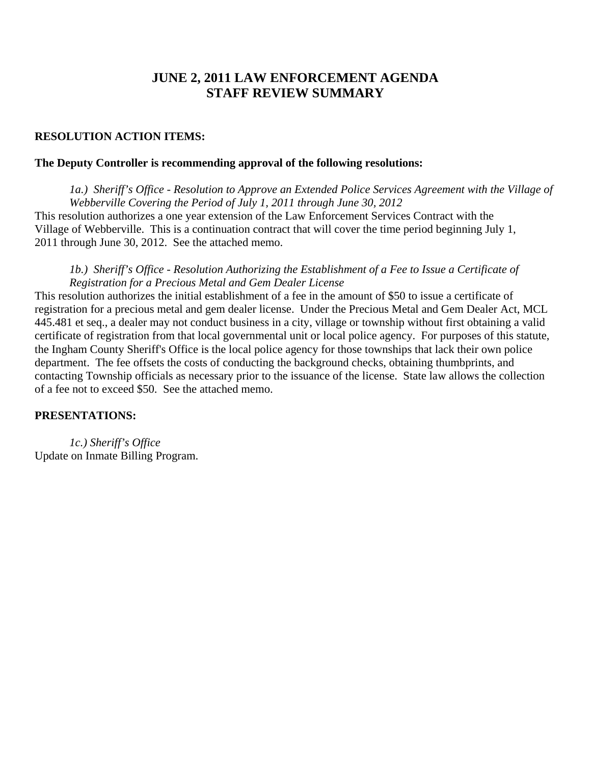# JUNE 2, 2011 LAW ENFORCEMENT AGENDA
# STAFF REVIEW SUMMARY

**RESOLUTION ACTION ITEMS:**

**The Deputy Controller is recommending approval of the following resolutions:**

*1a.) Sheriff's Office - Resolution to Approve an Extended Police Services Agreement with the Village of Webberville Covering the Period of July 1, 2011 through June 30, 2012*

This resolution authorizes a one year extension of the Law Enforcement Services Contract with the Village of Webberville. This is a continuation contract that will cover the time period beginning July 1, 2011 through June 30, 2012. See the attached memo.

*1b.) Sheriff's Office - Resolution Authorizing the Establishment of a Fee to Issue a Certificate of Registration for a Precious Metal and Gem Dealer License*

This resolution authorizes the initial establishment of a fee in the amount of $50 to issue a certificate of registration for a precious metal and gem dealer license. Under the Precious Metal and Gem Dealer Act, MCL 445.481 et seq., a dealer may not conduct business in a city, village or township without first obtaining a valid certificate of registration from that local governmental unit or local police agency. For purposes of this statute, the Ingham County Sheriff's Office is the local police agency for those townships that lack their own police department. The fee offsets the costs of conducting the background checks, obtaining thumbprints, and contacting Township officials as necessary prior to the issuance of the license. State law allows the collection of a fee not to exceed $50. See the attached memo.

**PRESENTATIONS:**

*1c.) Sheriff's Office*

Update on Inmate Billing Program.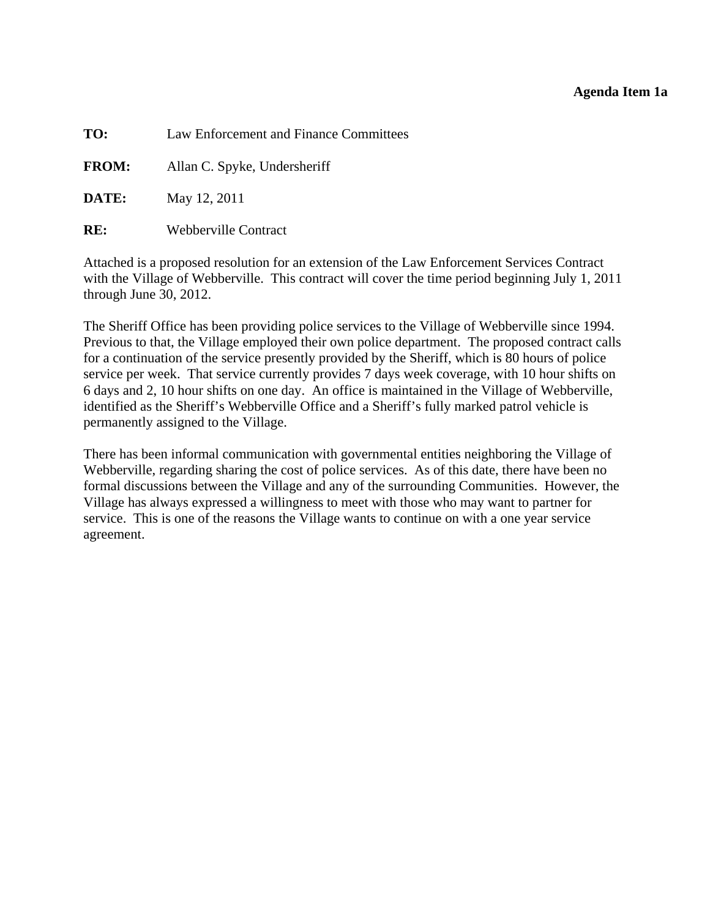**Agenda Item 1a**

**TO:** Law Enforcement and Finance Committees

**FROM:** Allan C. Spyke, Undersheriff

**DATE:** May 12, 2011

**RE:** Webberville Contract

Attached is a proposed resolution for an extension of the Law Enforcement Services Contract with the Village of Webberville. This contract will cover the time period beginning July 1, 2011 through June 30, 2012.

The Sheriff Office has been providing police services to the Village of Webberville since 1994. Previous to that, the Village employed their own police department. The proposed contract calls for a continuation of the service presently provided by the Sheriff, which is 80 hours of police service per week. That service currently provides 7 days week coverage, with 10 hour shifts on 6 days and 2, 10 hour shifts on one day. An office is maintained in the Village of Webberville, identified as the Sheriff's Webberville Office and a Sheriff's fully marked patrol vehicle is permanently assigned to the Village.

There has been informal communication with governmental entities neighboring the Village of Webberville, regarding sharing the cost of police services. As of this date, there have been no formal discussions between the Village and any of the surrounding Communities. However, the Village has always expressed a willingness to meet with those who may want to partner for service. This is one of the reasons the Village wants to continue on with a one year service agreement.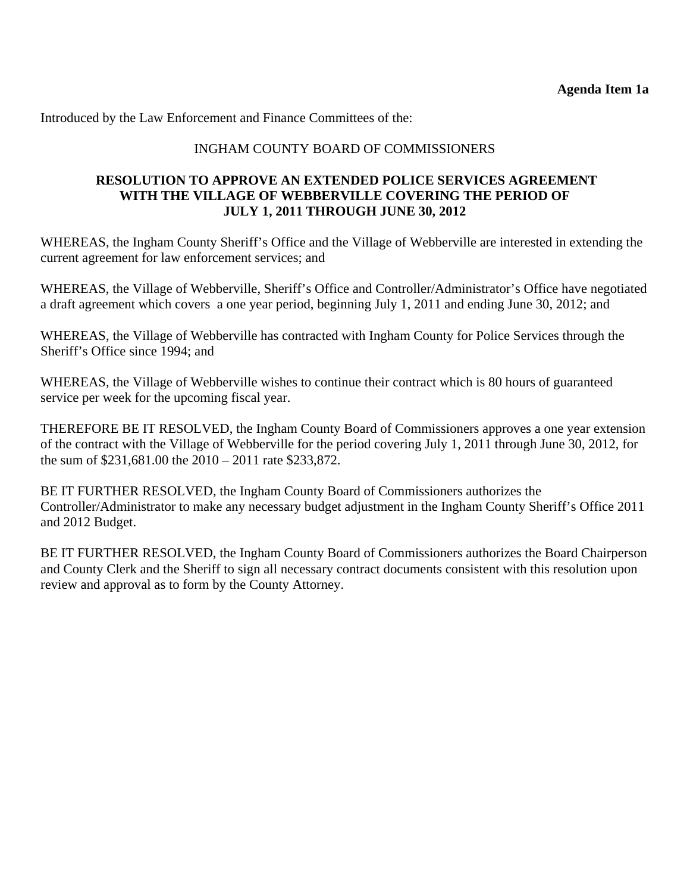**Agenda Item 1a**

Introduced by the Law Enforcement and Finance Committees of the:

INGHAM COUNTY BOARD OF COMMISSIONERS

**RESOLUTION TO APPROVE AN EXTENDED POLICE SERVICES AGREEMENT WITH THE VILLAGE OF WEBBERVILLE COVERING THE PERIOD OF JULY 1, 2011 THROUGH JUNE 30, 2012**

WHEREAS, the Ingham County Sheriff's Office and the Village of Webberville are interested in extending the current agreement for law enforcement services; and

WHEREAS, the Village of Webberville, Sheriff's Office and Controller/Administrator's Office have negotiated a draft agreement which covers a one year period, beginning July 1, 2011 and ending June 30, 2012; and

WHEREAS, the Village of Webberville has contracted with Ingham County for Police Services through the Sheriff's Office since 1994; and

WHEREAS, the Village of Webberville wishes to continue their contract which is 80 hours of guaranteed service per week for the upcoming fiscal year.

THEREFORE BE IT RESOLVED, the Ingham County Board of Commissioners approves a one year extension of the contract with the Village of Webberville for the period covering July 1, 2011 through June 30, 2012, for the sum of $231,681.00 the 2010 – 2011 rate $233,872.

BE IT FURTHER RESOLVED, the Ingham County Board of Commissioners authorizes the Controller/Administrator to make any necessary budget adjustment in the Ingham County Sheriff's Office 2011 and 2012 Budget.

BE IT FURTHER RESOLVED, the Ingham County Board of Commissioners authorizes the Board Chairperson and County Clerk and the Sheriff to sign all necessary contract documents consistent with this resolution upon review and approval as to form by the County Attorney.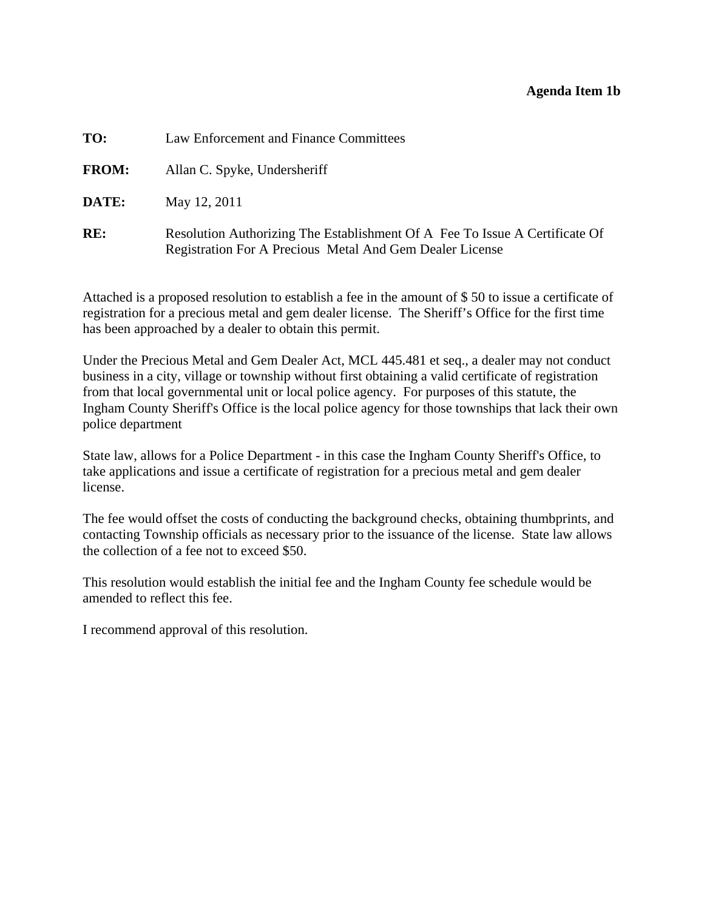**Agenda Item 1b**

**TO:** Law Enforcement and Finance Committees

**FROM:** Allan C. Spyke, Undersheriff

**DATE:** May 12, 2011

**RE:** Resolution Authorizing The Establishment Of A Fee To Issue A Certificate Of Registration For A Precious Metal And Gem Dealer License

Attached is a proposed resolution to establish a fee in the amount of $ 50 to issue a certificate of registration for a precious metal and gem dealer license. The Sheriff's Office for the first time has been approached by a dealer to obtain this permit.

Under the Precious Metal and Gem Dealer Act, MCL 445.481 et seq., a dealer may not conduct business in a city, village or township without first obtaining a valid certificate of registration from that local governmental unit or local police agency. For purposes of this statute, the Ingham County Sheriff's Office is the local police agency for those townships that lack their own police department

State law, allows for a Police Department - in this case the Ingham County Sheriff's Office, to take applications and issue a certificate of registration for a precious metal and gem dealer license.

The fee would offset the costs of conducting the background checks, obtaining thumbprints, and contacting Township officials as necessary prior to the issuance of the license. State law allows the collection of a fee not to exceed $50.

This resolution would establish the initial fee and the Ingham County fee schedule would be amended to reflect this fee.

I recommend approval of this resolution.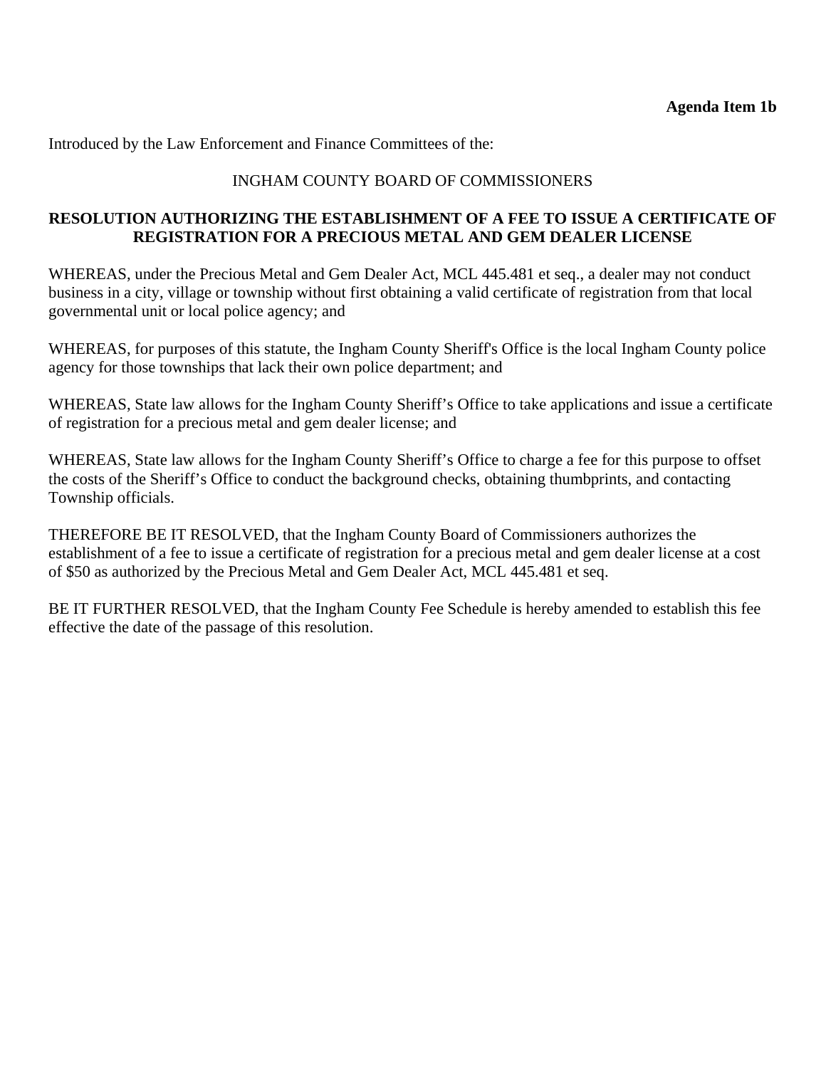**Agenda Item 1b**

Introduced by the Law Enforcement and Finance Committees of the:

INGHAM COUNTY BOARD OF COMMISSIONERS

**RESOLUTION AUTHORIZING THE ESTABLISHMENT OF A FEE TO ISSUE A CERTIFICATE OF REGISTRATION FOR A PRECIOUS METAL AND GEM DEALER LICENSE**

WHEREAS, under the Precious Metal and Gem Dealer Act, MCL 445.481 et seq., a dealer may not conduct business in a city, village or township without first obtaining a valid certificate of registration from that local governmental unit or local police agency; and

WHEREAS, for purposes of this statute, the Ingham County Sheriff's Office is the local Ingham County police agency for those townships that lack their own police department; and

WHEREAS, State law allows for the Ingham County Sheriff's Office to take applications and issue a certificate of registration for a precious metal and gem dealer license; and

WHEREAS, State law allows for the Ingham County Sheriff's Office to charge a fee for this purpose to offset the costs of the Sheriff's Office to conduct the background checks, obtaining thumbprints, and contacting Township officials.

THEREFORE BE IT RESOLVED, that the Ingham County Board of Commissioners authorizes the establishment of a fee to issue a certificate of registration for a precious metal and gem dealer license at a cost of $50 as authorized by the Precious Metal and Gem Dealer Act, MCL 445.481 et seq.

BE IT FURTHER RESOLVED, that the Ingham County Fee Schedule is hereby amended to establish this fee effective the date of the passage of this resolution.